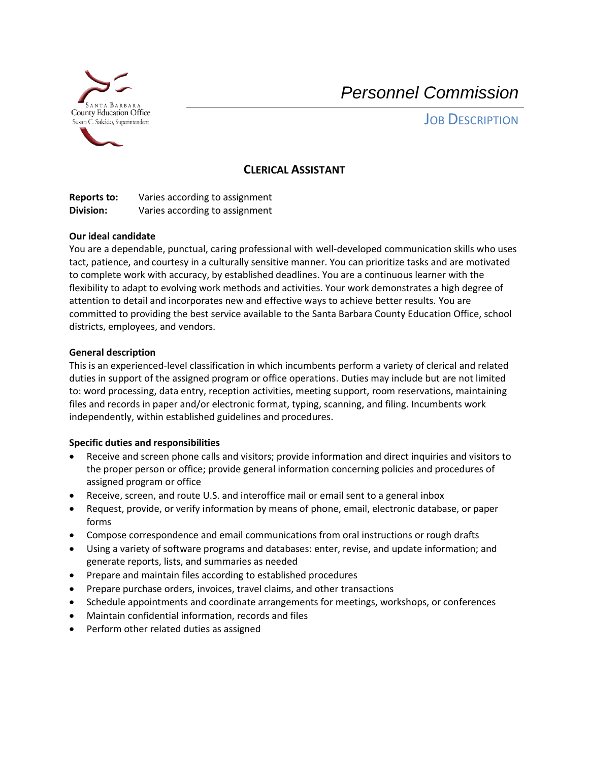Santa Barbara County Education Office
Susan C. Salcido, Superintendent

# Personnel Commission

## Job Description

## CLERICAL ASSISTANT

**Reports to:** Varies according to assignment
**Division:** Varies according to assignment

**Our ideal candidate**

You are a dependable, punctual, caring professional with well-developed communication skills who uses tact, patience, and courtesy in a culturally sensitive manner. You can prioritize tasks and are motivated to complete work with accuracy, by established deadlines. You are a continuous learner with the flexibility to adapt to evolving work methods and activities. Your work demonstrates a high degree of attention to detail and incorporates new and effective ways to achieve better results. You are committed to providing the best service available to the Santa Barbara County Education Office, school districts, employees, and vendors.

**General description**

This is an experienced-level classification in which incumbents perform a variety of clerical and related duties in support of the assigned program or office operations. Duties may include but are not limited to: word processing, data entry, reception activities, meeting support, room reservations, maintaining files and records in paper and/or electronic format, typing, scanning, and filing. Incumbents work independently, within established guidelines and procedures.

**Specific duties and responsibilities**

- Receive and screen phone calls and visitors; provide information and direct inquiries and visitors to the proper person or office; provide general information concerning policies and procedures of assigned program or office
- Receive, screen, and route U.S. and interoffice mail or email sent to a general inbox
- Request, provide, or verify information by means of phone, email, electronic database, or paper forms
- Compose correspondence and email communications from oral instructions or rough drafts
- Using a variety of software programs and databases: enter, revise, and update information; and generate reports, lists, and summaries as needed
- Prepare and maintain files according to established procedures
- Prepare purchase orders, invoices, travel claims, and other transactions
- Schedule appointments and coordinate arrangements for meetings, workshops, or conferences
- Maintain confidential information, records and files
- Perform other related duties as assigned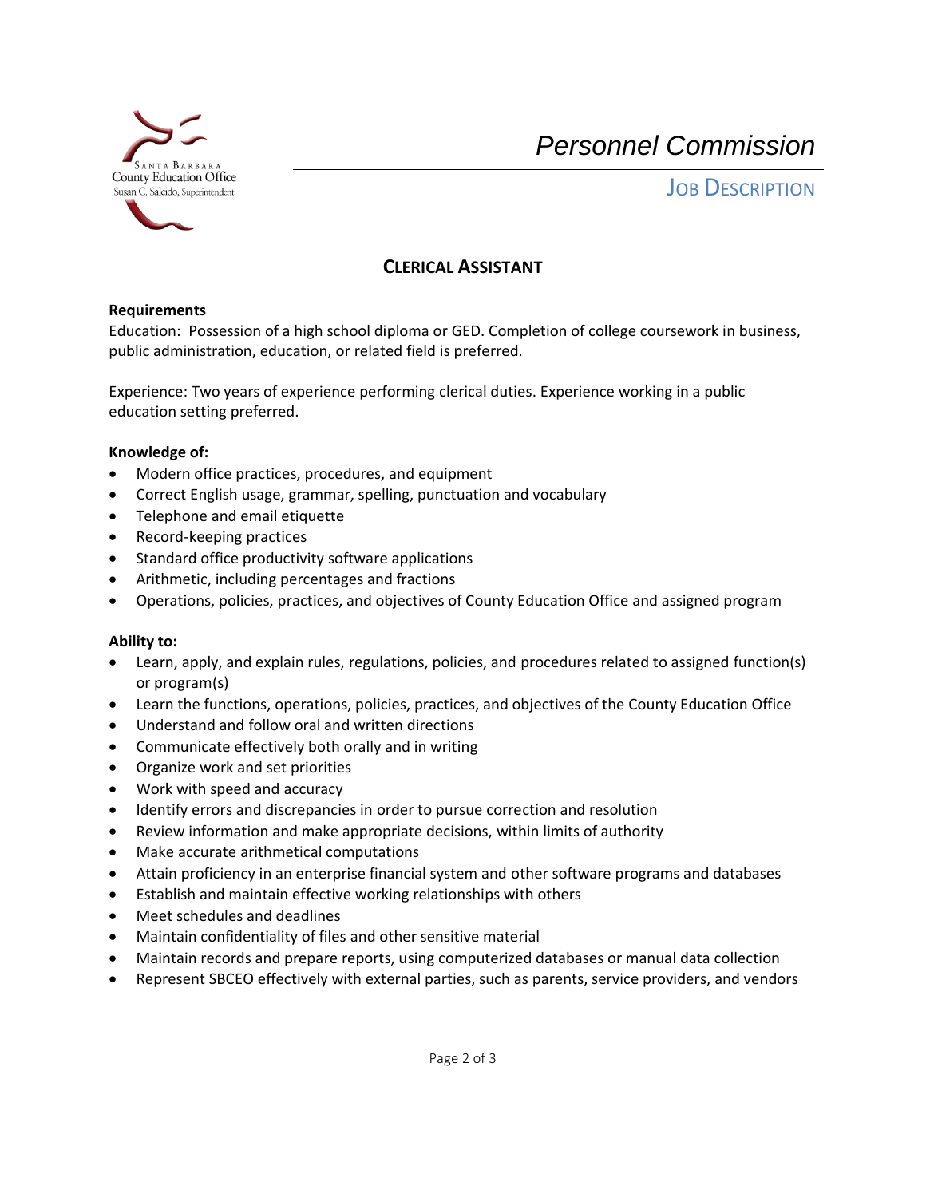# CLERICAL ASSISTANT

**Requirements**

Education: Possession of a high school diploma or GED. Completion of college coursework in business, public administration, education, or related field is preferred.

Experience: Two years of experience performing clerical duties. Experience working in a public education setting preferred.

**Knowledge of:**

- Modern office practices, procedures, and equipment
- Correct English usage, grammar, spelling, punctuation and vocabulary
- Telephone and email etiquette
- Record-keeping practices
- Standard office productivity software applications
- Arithmetic, including percentages and fractions
- Operations, policies, practices, and objectives of County Education Office and assigned program

**Ability to:**

- Learn, apply, and explain rules, regulations, policies, and procedures related to assigned function(s) or program(s)
- Learn the functions, operations, policies, practices, and objectives of the County Education Office
- Understand and follow oral and written directions
- Communicate effectively both orally and in writing
- Organize work and set priorities
- Work with speed and accuracy
- Identify errors and discrepancies in order to pursue correction and resolution
- Review information and make appropriate decisions, within limits of authority
- Make accurate arithmetical computations
- Attain proficiency in an enterprise financial system and other software programs and databases
- Establish and maintain effective working relationships with others
- Meet schedules and deadlines
- Maintain confidentiality of files and other sensitive material
- Maintain records and prepare reports, using computerized databases or manual data collection
- Represent SBCEO effectively with external parties, such as parents, service providers, and vendors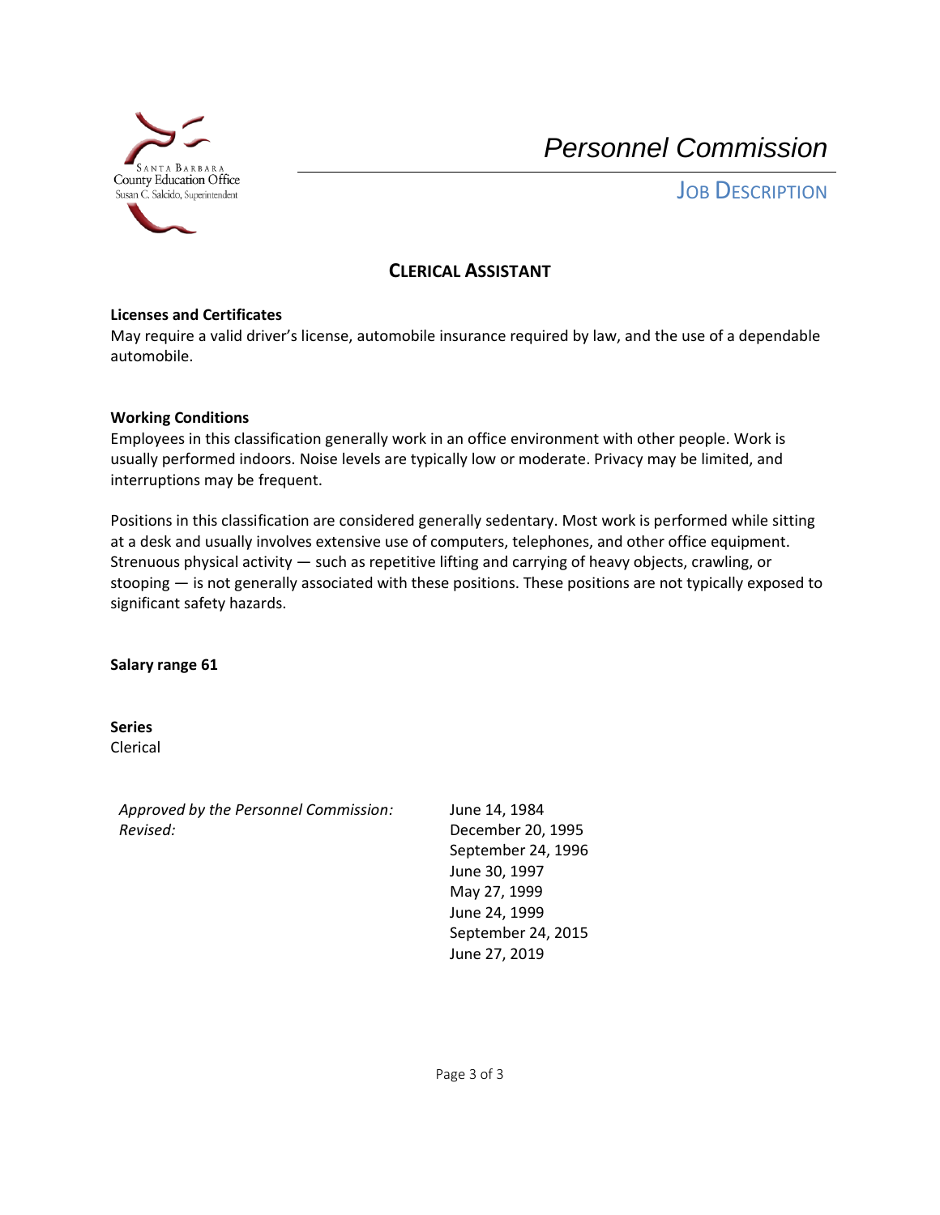# CLERICAL ASSISTANT

**Licenses and Certificates**
May require a valid driver's license, automobile insurance required by law, and the use of a dependable automobile.

**Working Conditions**
Employees in this classification generally work in an office environment with other people. Work is usually performed indoors. Noise levels are typically low or moderate. Privacy may be limited, and interruptions may be frequent.

Positions in this classification are considered generally sedentary. Most work is performed while sitting at a desk and usually involves extensive use of computers, telephones, and other office equipment. Strenuous physical activity — such as repetitive lifting and carrying of heavy objects, crawling, or stooping — is not generally associated with these positions. These positions are not typically exposed to significant safety hazards.

**Salary range 61**

**Series**
Clerical

| | |
|---|---|
| *Approved by the Personnel Commission:* | June 14, 1984 |
| *Revised:* | December 20, 1995 |
| | September 24, 1996 |
| | June 30, 1997 |
| | May 27, 1999 |
| | June 24, 1999 |
| | September 24, 2015 |
| | June 27, 2019 |